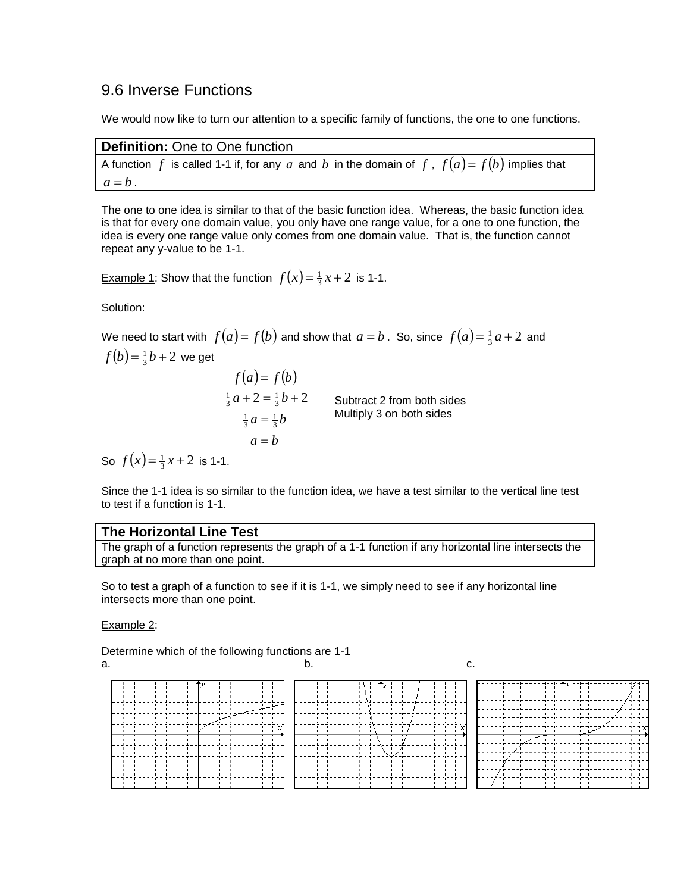# 9.6 Inverse Functions

We would now like to turn our attention to a specific family of functions, the one to one functions.

| **Definition:** One to One function |
| --- |
| A function $f$ is called 1-1 if, for any $a$ and $b$ in the domain of $f$, $f(a) = f(b)$ implies that $a = b$. |

The one to one idea is similar to that of the basic function idea. Whereas, the basic function idea is that for every one domain value, you only have one range value, for a one to one function, the idea is every one range value only comes from one domain value. That is, the function cannot repeat any y-value to be 1-1.

<u>Example 1</u>: Show that the function $f(x) = \frac{1}{3}x + 2$ is 1-1.

Solution:

We need to start with $f(a) = f(b)$ and show that $a = b$. So, since $f(a) = \frac{1}{3}a + 2$ and $f(b) = \frac{1}{3}b + 2$ we get

$$f(a) = f(b)$$

$$\frac{1}{3}a + 2 = \frac{1}{3}b + 2 \qquad \text{Subtract 2 from both sides}$$

$$\frac{1}{3}a = \frac{1}{3}b \qquad \text{Multiply 3 on both sides}$$

$$a = b$$

So $f(x) = \frac{1}{3}x + 2$ is 1-1.

Since the 1-1 idea is so similar to the function idea, we have a test similar to the vertical line test to test if a function is 1-1.

| **The Horizontal Line Test** |
| --- |
| The graph of a function represents the graph of a 1-1 function if any horizontal line intersects the graph at no more than one point. |

So to test a graph of a function to see if it is 1-1, we simply need to see if any horizontal line intersects more than one point.

<u>Example 2</u>:

Determine which of the following functions are 1-1

a. b. c.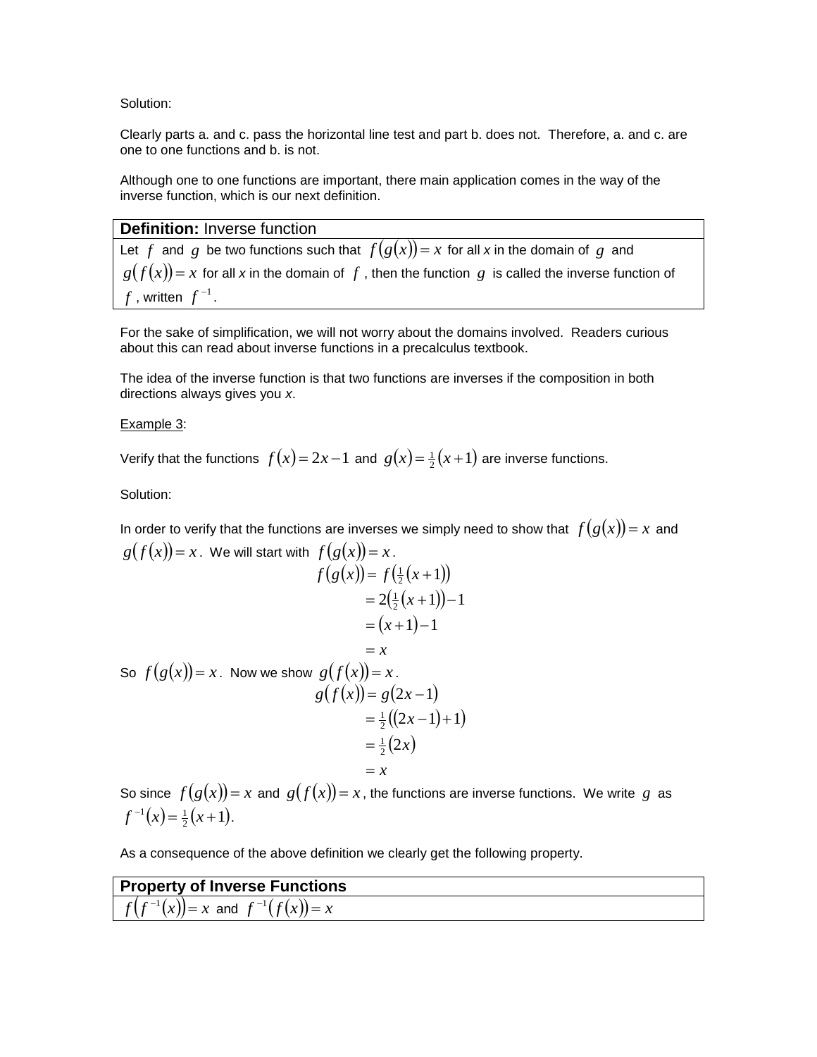Solution:

Clearly parts a. and c. pass the horizontal line test and part b. does not. Therefore, a. and c. are one to one functions and b. is not.

Although one to one functions are important, there main application comes in the way of the inverse function, which is our next definition.

| **Definition:** Inverse function |
|---|
| Let $f$ and $g$ be two functions such that $f(g(x)) = x$ for all *x* in the domain of $g$ and $g(f(x)) = x$ for all *x* in the domain of $f$, then the function $g$ is called the inverse function of $f$, written $f^{-1}$. |

For the sake of simplification, we will not worry about the domains involved. Readers curious about this can read about inverse functions in a precalculus textbook.

The idea of the inverse function is that two functions are inverses if the composition in both directions always gives you *x*.

Example 3:

Verify that the functions $f(x) = 2x - 1$ and $g(x) = \frac{1}{2}(x+1)$ are inverse functions.

Solution:

In order to verify that the functions are inverses we simply need to show that $f(g(x)) = x$ and $g(f(x)) = x$. We will start with $f(g(x)) = x$.

$$\begin{aligned} f(g(x)) &= f\left(\tfrac{1}{2}(x+1)\right) \\ &= 2\left(\tfrac{1}{2}(x+1)\right) - 1 \\ &= (x+1) - 1 \\ &= x \end{aligned}$$

So $f(g(x)) = x$. Now we show $g(f(x)) = x$.

$$\begin{aligned} g(f(x)) &= g(2x-1) \\ &= \tfrac{1}{2}((2x-1)+1) \\ &= \tfrac{1}{2}(2x) \\ &= x \end{aligned}$$

So since $f(g(x)) = x$ and $g(f(x)) = x$, the functions are inverse functions. We write $g$ as $f^{-1}(x) = \frac{1}{2}(x+1)$.

As a consequence of the above definition we clearly get the following property.

| **Property of Inverse Functions** |
|---|
| $f\left(f^{-1}(x)\right) = x$ and $f^{-1}(f(x)) = x$ |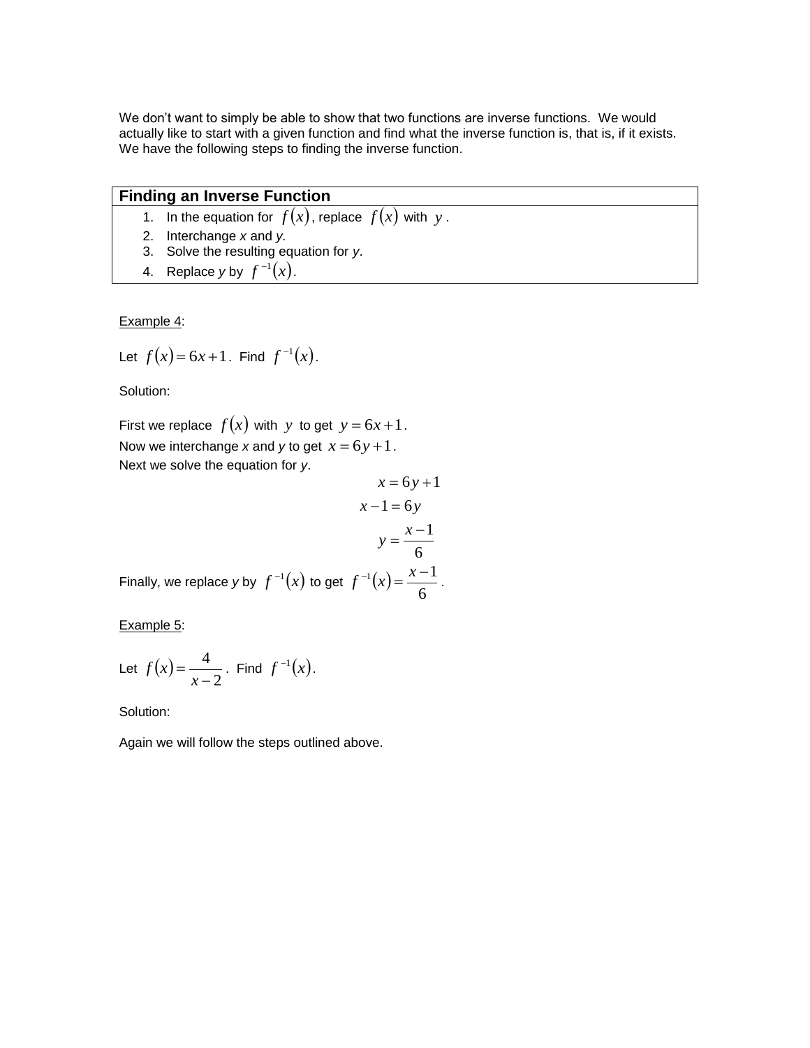We don't want to simply be able to show that two functions are inverse functions. We would actually like to start with a given function and find what the inverse function is, that is, if it exists. We have the following steps to finding the inverse function.

| **Finding an Inverse Function** |
|---|
| 1. In the equation for $f(x)$, replace $f(x)$ with $y$. <br> 2. Interchange *x* and *y.* <br> 3. Solve the resulting equation for *y*. <br> 4. Replace *y* by $f^{-1}(x)$. |

Example 4:

Let $f(x) = 6x + 1$. Find $f^{-1}(x)$.

Solution:

First we replace $f(x)$ with $y$ to get $y = 6x + 1$.
Now we interchange *x* and *y* to get $x = 6y + 1$.
Next we solve the equation for *y*.

$$x = 6y + 1$$

$$x - 1 = 6y$$

$$y = \frac{x-1}{6}$$

Finally, we replace *y* by $f^{-1}(x)$ to get $f^{-1}(x) = \frac{x-1}{6}$.

Example 5:

Let $f(x) = \frac{4}{x-2}$. Find $f^{-1}(x)$.

Solution:

Again we will follow the steps outlined above.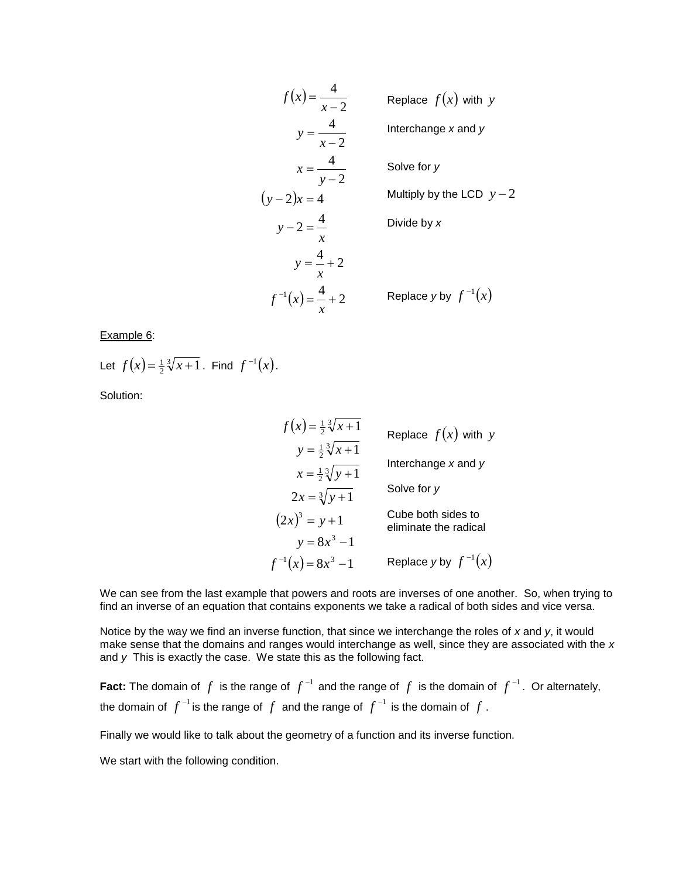$$f(x) = \frac{4}{x-2} \qquad \text{Replace } f(x) \text{ with } y$$

$$y = \frac{4}{x-2} \qquad \text{Interchange } x \text{ and } y$$

$$x = \frac{4}{y-2} \qquad \text{Solve for } y$$

$$(y-2)x = 4 \qquad \text{Multiply by the LCD } y-2$$

$$y - 2 = \frac{4}{x} \qquad \text{Divide by } x$$

$$y = \frac{4}{x} + 2$$

$$f^{-1}(x) = \frac{4}{x} + 2 \qquad \text{Replace } y \text{ by } f^{-1}(x)$$

Example 6:

Let $f(x) = \frac{1}{2}\sqrt[3]{x+1}$. Find $f^{-1}(x)$.

Solution:

$$f(x) = \tfrac{1}{2}\sqrt[3]{x+1} \qquad \text{Replace } f(x) \text{ with } y$$

$$y = \tfrac{1}{2}\sqrt[3]{x+1} \qquad \text{Interchange } x \text{ and } y$$

$$x = \tfrac{1}{2}\sqrt[3]{y+1} \qquad \text{Solve for } y$$

$$2x = \sqrt[3]{y+1} \qquad \text{Cube both sides to eliminate the radical}$$

$$(2x)^3 = y + 1$$

$$y = 8x^3 - 1$$

$$f^{-1}(x) = 8x^3 - 1 \qquad \text{Replace } y \text{ by } f^{-1}(x)$$

We can see from the last example that powers and roots are inverses of one another. So, when trying to find an inverse of an equation that contains exponents we take a radical of both sides and vice versa.

Notice by the way we find an inverse function, that since we interchange the roles of $x$ and $y$, it would make sense that the domains and ranges would interchange as well, since they are associated with the $x$ and $y$ This is exactly the case. We state this as the following fact.

**Fact:** The domain of $f$ is the range of $f^{-1}$ and the range of $f$ is the domain of $f^{-1}$. Or alternately, the domain of $f^{-1}$ is the range of $f$ and the range of $f^{-1}$ is the domain of $f$.

Finally we would like to talk about the geometry of a function and its inverse function.

We start with the following condition.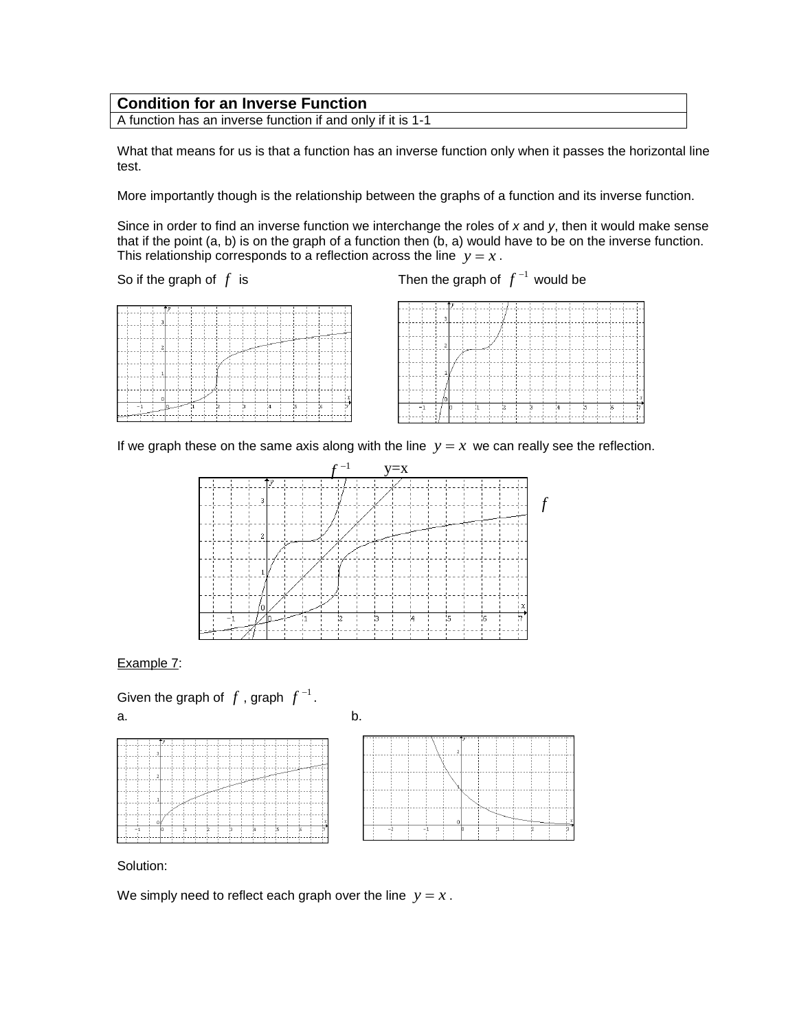| **Condition for an Inverse Function** |
| --- |
| A function has an inverse function if and only if it is 1-1 |

What that means for us is that a function has an inverse function only when it passes the horizontal line test.

More importantly though is the relationship between the graphs of a function and its inverse function.

Since in order to find an inverse function we interchange the roles of *x* and *y*, then it would make sense that if the point (a, b) is on the graph of a function then (b, a) would have to be on the inverse function. This relationship corresponds to a reflection across the line $y = x$.

So if the graph of $f$ is Then the graph of $f^{-1}$ would be

If we graph these on the same axis along with the line $y = x$ we can really see the reflection.

Example 7:

Given the graph of $f$, graph $f^{-1}$.

a.

b.

Solution:

We simply need to reflect each graph over the line $y = x$.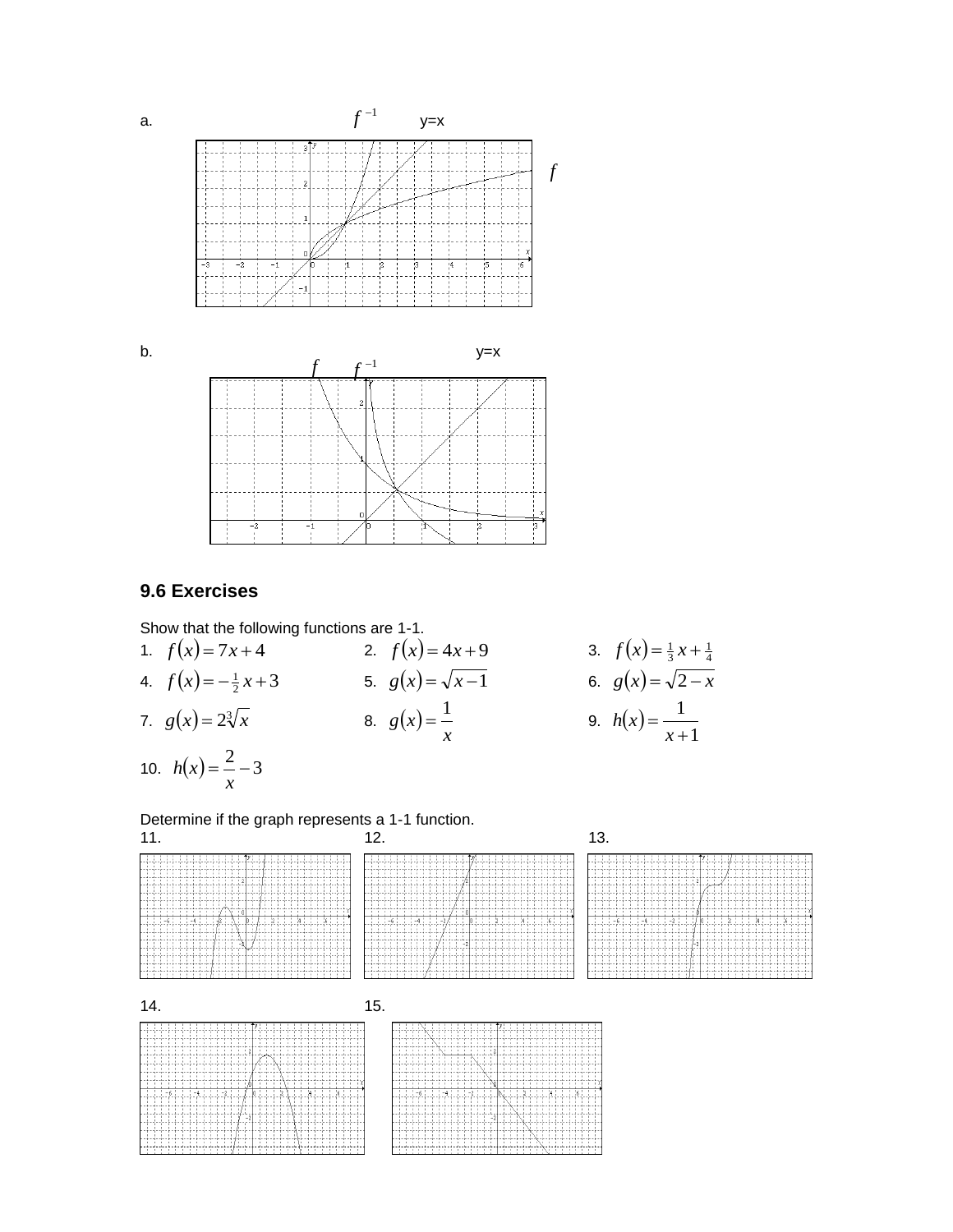a. $f^{-1}$ y=x $f$

b. y=x $f$ $f^{-1}$

## 9.6 Exercises

Show that the following functions are 1-1.

1. $f(x) = 7x + 4$
2. $f(x) = 4x + 9$
3. $f(x) = \frac{1}{3}x + \frac{1}{4}$
4. $f(x) = -\frac{1}{2}x + 3$
5. $g(x) = \sqrt{x-1}$
6. $g(x) = \sqrt{2-x}$
7. $g(x) = 2\sqrt[3]{x}$
8. $g(x) = \dfrac{1}{x}$
9. $h(x) = \dfrac{1}{x+1}$
10. $h(x) = \dfrac{2}{x} - 3$

Determine if the graph represents a 1-1 function.

11.

12.

13.

14.

15.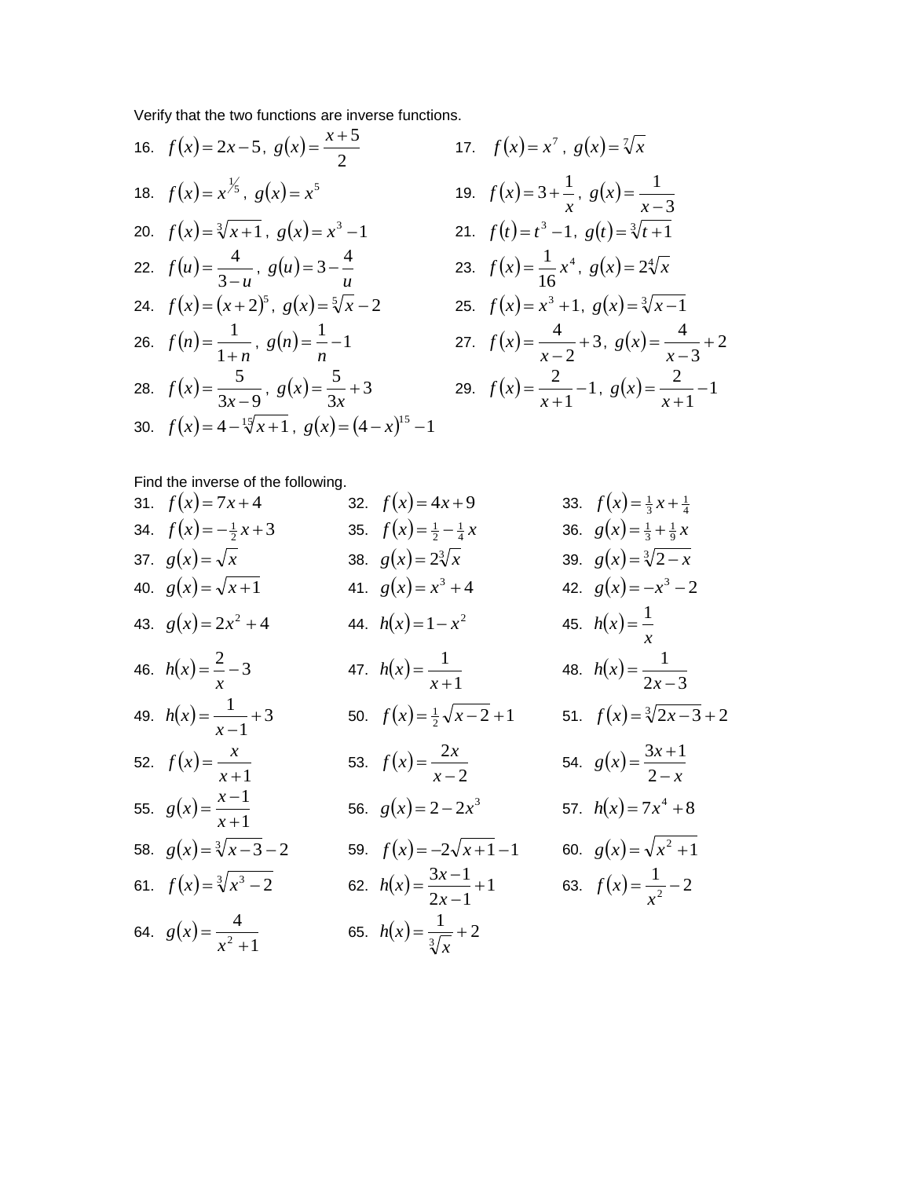Verify that the two functions are inverse functions.

16. $f(x) = 2x - 5,\ g(x) = \dfrac{x+5}{2}$

17. $f(x) = x^7,\ g(x) = \sqrt[7]{x}$

18. $f(x) = x^{1/5},\ g(x) = x^5$

19. $f(x) = 3 + \dfrac{1}{x},\ g(x) = \dfrac{1}{x-3}$

20. $f(x) = \sqrt[3]{x+1},\ g(x) = x^3 - 1$

21. $f(t) = t^3 - 1,\ g(t) = \sqrt[3]{t+1}$

22. $f(u) = \dfrac{4}{3-u},\ g(u) = 3 - \dfrac{4}{u}$

23. $f(x) = \dfrac{1}{16}x^4,\ g(x) = 2\sqrt[4]{x}$

24. $f(x) = (x+2)^5,\ g(x) = \sqrt[5]{x} - 2$

25. $f(x) = x^3 + 1,\ g(x) = \sqrt[3]{x-1}$

26. $f(n) = \dfrac{1}{1+n},\ g(n) = \dfrac{1}{n} - 1$

27. $f(x) = \dfrac{4}{x-2} + 3,\ g(x) = \dfrac{4}{x-3} + 2$

28. $f(x) = \dfrac{5}{3x-9},\ g(x) = \dfrac{5}{3x} + 3$

29. $f(x) = \dfrac{2}{x+1} - 1,\ g(x) = \dfrac{2}{x+1} - 1$

30. $f(x) = 4 - \sqrt[15]{x+1},\ g(x) = (4-x)^{15} - 1$

Find the inverse of the following.

31. $f(x) = 7x + 4$

32. $f(x) = 4x + 9$

33. $f(x) = \frac{1}{3}x + \frac{1}{4}$

34. $f(x) = -\frac{1}{2}x + 3$

35. $f(x) = \frac{1}{2} - \frac{1}{4}x$

36. $g(x) = \frac{1}{3} + \frac{1}{9}x$

37. $g(x) = \sqrt{x}$

38. $g(x) = 2\sqrt[3]{x}$

39. $g(x) = \sqrt[3]{2-x}$

40. $g(x) = \sqrt{x+1}$

41. $g(x) = x^3 + 4$

42. $g(x) = -x^3 - 2$

43. $g(x) = 2x^2 + 4$

44. $h(x) = 1 - x^2$

45. $h(x) = \dfrac{1}{x}$

46. $h(x) = \dfrac{2}{x} - 3$

47. $h(x) = \dfrac{1}{x+1}$

48. $h(x) = \dfrac{1}{2x-3}$

49. $h(x) = \dfrac{1}{x-1} + 3$

50. $f(x) = \frac{1}{2}\sqrt{x-2} + 1$

51. $f(x) = \sqrt[3]{2x-3} + 2$

52. $f(x) = \dfrac{x}{x+1}$

53. $f(x) = \dfrac{2x}{x-2}$

54. $g(x) = \dfrac{3x+1}{2-x}$

55. $g(x) = \dfrac{x-1}{x+1}$

56. $g(x) = 2 - 2x^3$

57. $h(x) = 7x^4 + 8$

58. $g(x) = \sqrt[3]{x-3} - 2$

59. $f(x) = -2\sqrt{x+1} - 1$

60. $g(x) = \sqrt{x^2 + 1}$

61. $f(x) = \sqrt[3]{x^3 - 2}$

62. $h(x) = \dfrac{3x-1}{2x-1} + 1$

63. $f(x) = \dfrac{1}{x^2} - 2$

64. $g(x) = \dfrac{4}{x^2 + 1}$

65. $h(x) = \dfrac{1}{\sqrt[3]{x}} + 2$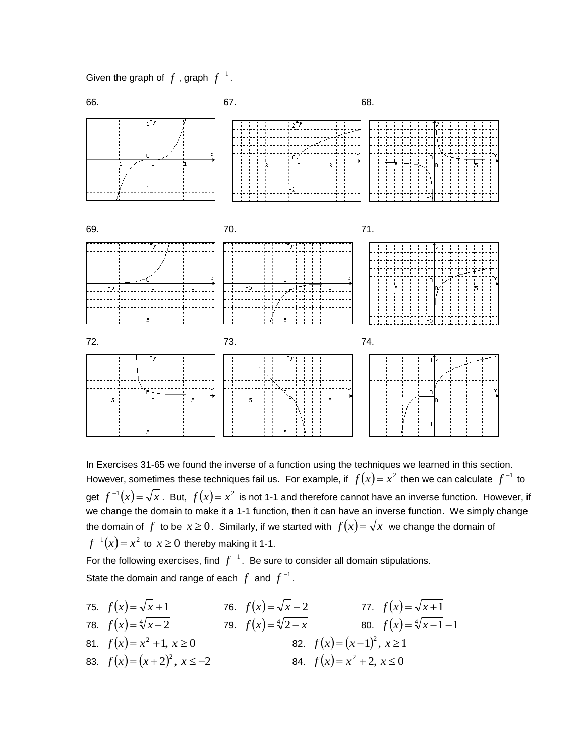Given the graph of $f$, graph $f^{-1}$.

66.

67.

68.

69.

70.

71.

72.

73.

74.

In Exercises 31-65 we found the inverse of a function using the techniques we learned in this section. However, sometimes these techniques fail us. For example, if $f(x) = x^2$ then we can calculate $f^{-1}$ to get $f^{-1}(x) = \sqrt{x}$. But, $f(x) = x^2$ is not 1-1 and therefore cannot have an inverse function. However, if we change the domain to make it a 1-1 function, then it can have an inverse function. We simply change the domain of $f$ to be $x \geq 0$. Similarly, if we started with $f(x) = \sqrt{x}$ we change the domain of $f^{-1}(x) = x^2$ to $x \geq 0$ thereby making it 1-1.

For the following exercises, find $f^{-1}$. Be sure to consider all domain stipulations.

State the domain and range of each $f$ and $f^{-1}$.

75. $f(x) = \sqrt{x} + 1$

76. $f(x) = \sqrt{x} - 2$

77. $f(x) = \sqrt{x+1}$

78. $f(x) = \sqrt[4]{x-2}$

79. $f(x) = \sqrt[4]{2-x}$

80. $f(x) = \sqrt[4]{x-1} - 1$

81. $f(x) = x^2 + 1,\ x \geq 0$

82. $f(x) = (x-1)^2,\ x \geq 1$

83. $f(x) = (x+2)^2,\ x \leq -2$

84. $f(x) = x^2 + 2,\ x \leq 0$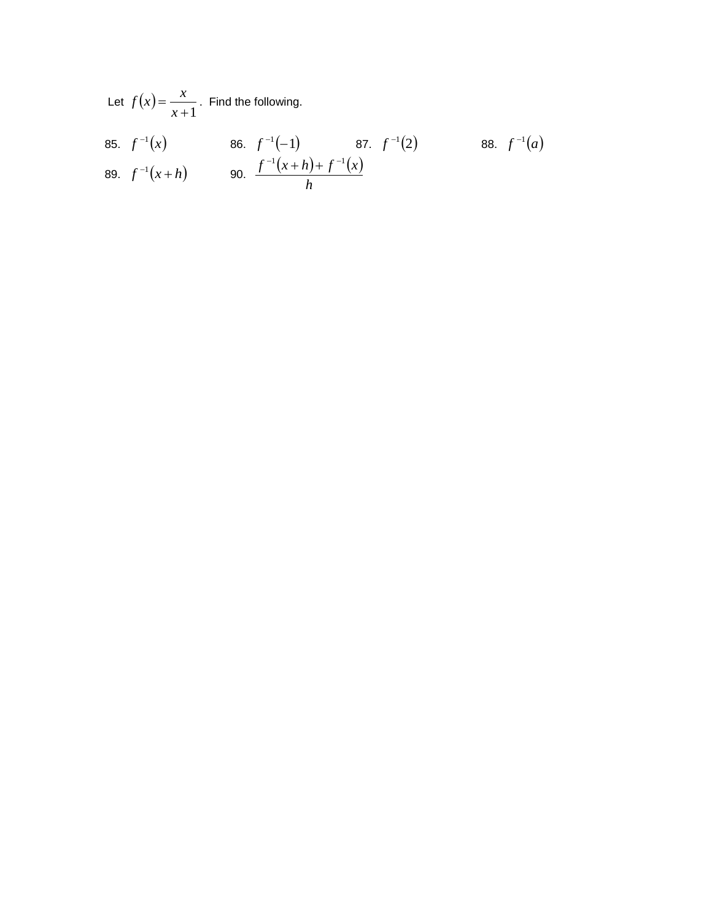Let $f(x) = \dfrac{x}{x+1}$. Find the following.

85. $f^{-1}(x)$

86. $f^{-1}(-1)$

87. $f^{-1}(2)$

88. $f^{-1}(a)$

89. $f^{-1}(x+h)$

90. $\dfrac{f^{-1}(x+h) + f^{-1}(x)}{h}$